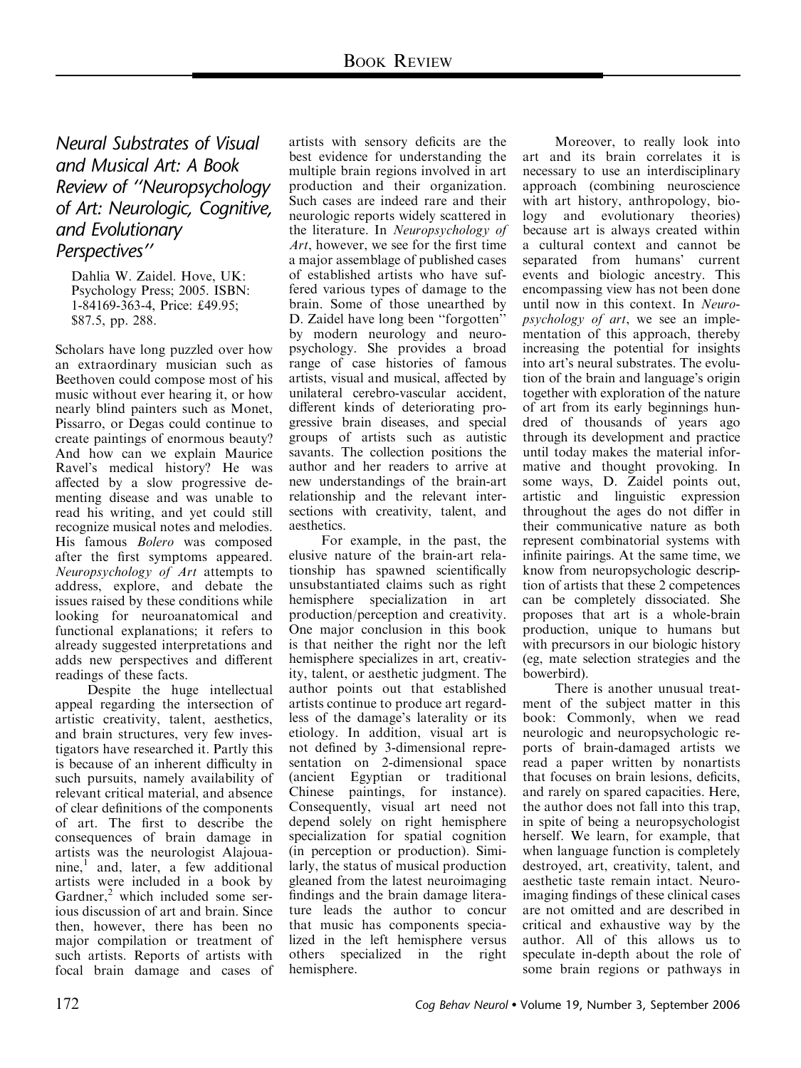# Neural Substrates of Visual and Musical Art: A Book Review of "Neuropsychology of Art: Neurologic, Cognitive, and Evolutionary Perspectives"

Dahlia W. Zaidel. Hove, UK: Psychology Press; 2005. ISBN: 1-84169-363-4, Price: £49.95; $87.5, pp. 288.

Scholars have long puzzled over how an extraordinary musician such as Beethoven could compose most of his music without ever hearing it, or how nearly blind painters such as Monet, Pissarro, or Degas could continue to create paintings of enormous beauty? And how can we explain Maurice Ravel's medical history? He was affected by a slow progressive dementing disease and was unable to read his writing, and yet could still recognize musical notes and melodies. His famous *Bolero* was composed after the first symptoms appeared. *Neuropsychology of Art* attempts to address, explore, and debate the issues raised by these conditions while looking for neuroanatomical and functional explanations; it refers to already suggested interpretations and adds new perspectives and different readings of these facts.

Despite the huge intellectual appeal regarding the intersection of artistic creativity, talent, aesthetics, and brain structures, very few investigators have researched it. Partly this is because of an inherent difficulty in such pursuits, namely availability of relevant critical material, and absence of clear definitions of the components of art. The first to describe the consequences of brain damage in artists was the neurologist Alajouanine,[1] and, later, a few additional artists were included in a book by Gardner,[2] which included some serious discussion of art and brain. Since then, however, there has been no major compilation or treatment of such artists. Reports of artists with focal brain damage and cases of artists with sensory deficits are the best evidence for understanding the multiple brain regions involved in art production and their organization. Such cases are indeed rare and their neurologic reports widely scattered in the literature. In *Neuropsychology of Art*, however, we see for the first time a major assemblage of published cases of established artists who have suffered various types of damage to the brain. Some of those unearthed by D. Zaidel have long been "forgotten" by modern neurology and neuropsychology. She provides a broad range of case histories of famous artists, visual and musical, affected by unilateral cerebro-vascular accident, different kinds of deteriorating progressive brain diseases, and special groups of artists such as autistic savants. The collection positions the author and her readers to arrive at new understandings of the brain-art relationship and the relevant intersections with creativity, talent, and aesthetics.

For example, in the past, the elusive nature of the brain-art relationship has spawned scientifically unsubstantiated claims such as right hemisphere specialization in art production/perception and creativity. One major conclusion in this book is that neither the right nor the left hemisphere specializes in art, creativity, talent, or aesthetic judgment. The author points out that established artists continue to produce art regardless of the damage's laterality or its etiology. In addition, visual art is not defined by 3-dimensional representation on 2-dimensional space (ancient Egyptian or traditional Chinese paintings, for instance). Consequently, visual art need not depend solely on right hemisphere specialization for spatial cognition (in perception or production). Similarly, the status of musical production gleaned from the latest neuroimaging findings and the brain damage literature leads the author to concur that music has components specialized in the left hemisphere versus others specialized in the right hemisphere.

Moreover, to really look into art and its brain correlates it is necessary to use an interdisciplinary approach (combining neuroscience with art history, anthropology, biology and evolutionary theories) because art is always created within a cultural context and cannot be separated from humans' current events and biologic ancestry. This encompassing view has not been done until now in this context. In *Neuropsychology of art*, we see an implementation of this approach, thereby increasing the potential for insights into art's neural substrates. The evolution of the brain and language's origin together with exploration of the nature of art from its early beginnings hundred of thousands of years ago through its development and practice until today makes the material informative and thought provoking. In some ways, D. Zaidel points out, artistic and linguistic expression throughout the ages do not differ in their communicative nature as both represent combinatorial systems with infinite pairings. At the same time, we know from neuropsychologic description of artists that these 2 competences can be completely dissociated. She proposes that art is a whole-brain production, unique to humans but with precursors in our biologic history (eg, mate selection strategies and the bowerbird).

There is another unusual treatment of the subject matter in this book: Commonly, when we read neurologic and neuropsychologic reports of brain-damaged artists we read a paper written by nonartists that focuses on brain lesions, deficits, and rarely on spared capacities. Here, the author does not fall into this trap, in spite of being a neuropsychologist herself. We learn, for example, that when language function is completely destroyed, art, creativity, talent, and aesthetic taste remain intact. Neuroimaging findings of these clinical cases are not omitted and are described in critical and exhaustive way by the author. All of this allows us to speculate in-depth about the role of some brain regions or pathways in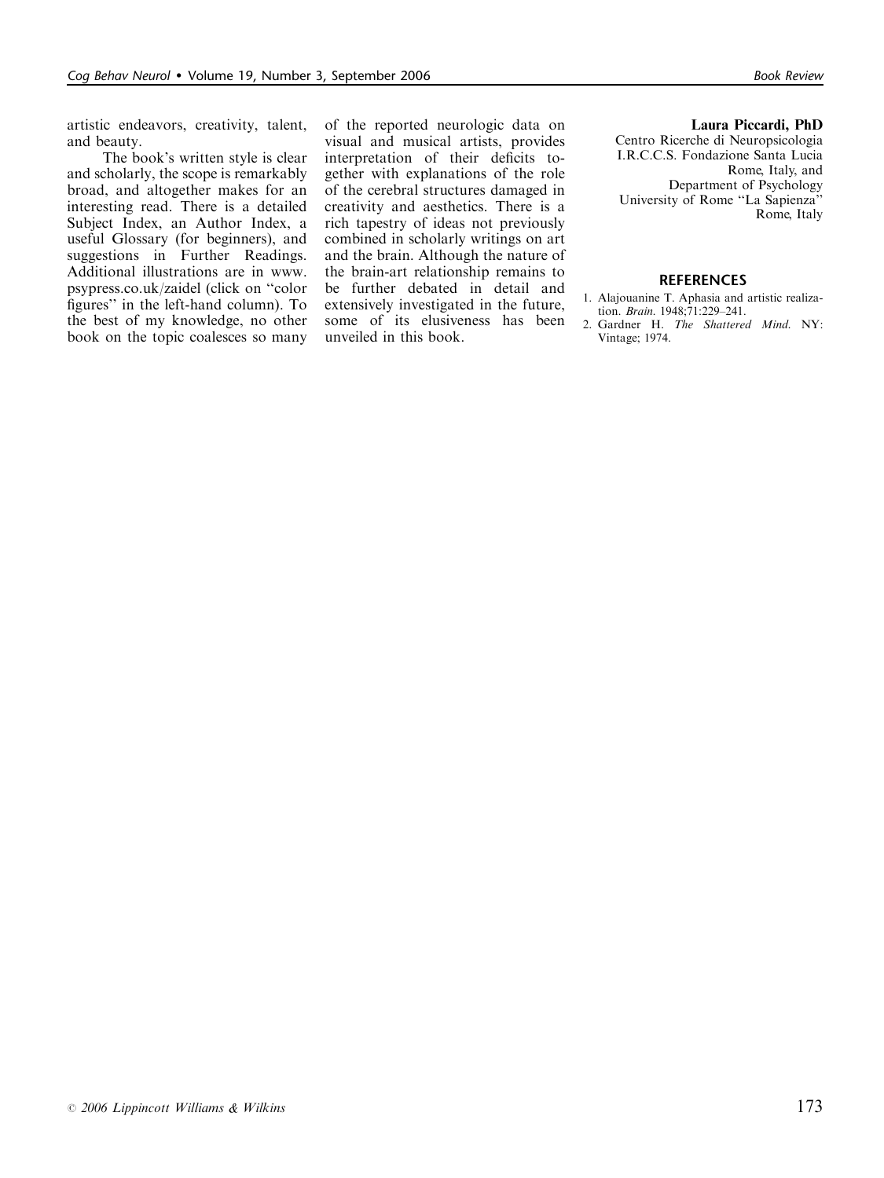artistic endeavors, creativity, talent, and beauty.

The book's written style is clear and scholarly, the scope is remarkably broad, and altogether makes for an interesting read. There is a detailed Subject Index, an Author Index, a useful Glossary (for beginners), and suggestions in Further Readings. Additional illustrations are in www.psypress.co.uk/zaidel (click on "color figures" in the left-hand column). To the best of my knowledge, no other book on the topic coalesces so many of the reported neurologic data on visual and musical artists, provides interpretation of their deficits together with explanations of the role of the cerebral structures damaged in creativity and aesthetics. There is a rich tapestry of ideas not previously combined in scholarly writings on art and the brain. Although the nature of the brain-art relationship remains to be further debated in detail and extensively investigated in the future, some of its elusiveness has been unveiled in this book.

**Laura Piccardi, PhD**
Centro Ricerche di Neuropsicologia
I.R.C.C.S. Fondazione Santa Lucia
Rome, Italy, and
Department of Psychology
University of Rome "La Sapienza"
Rome, Italy

## REFERENCES

1. Alajouanine T. Aphasia and artistic realization. *Brain*. 1948;71:229–241.
2. Gardner H. *The Shattered Mind*. NY: Vintage; 1974.